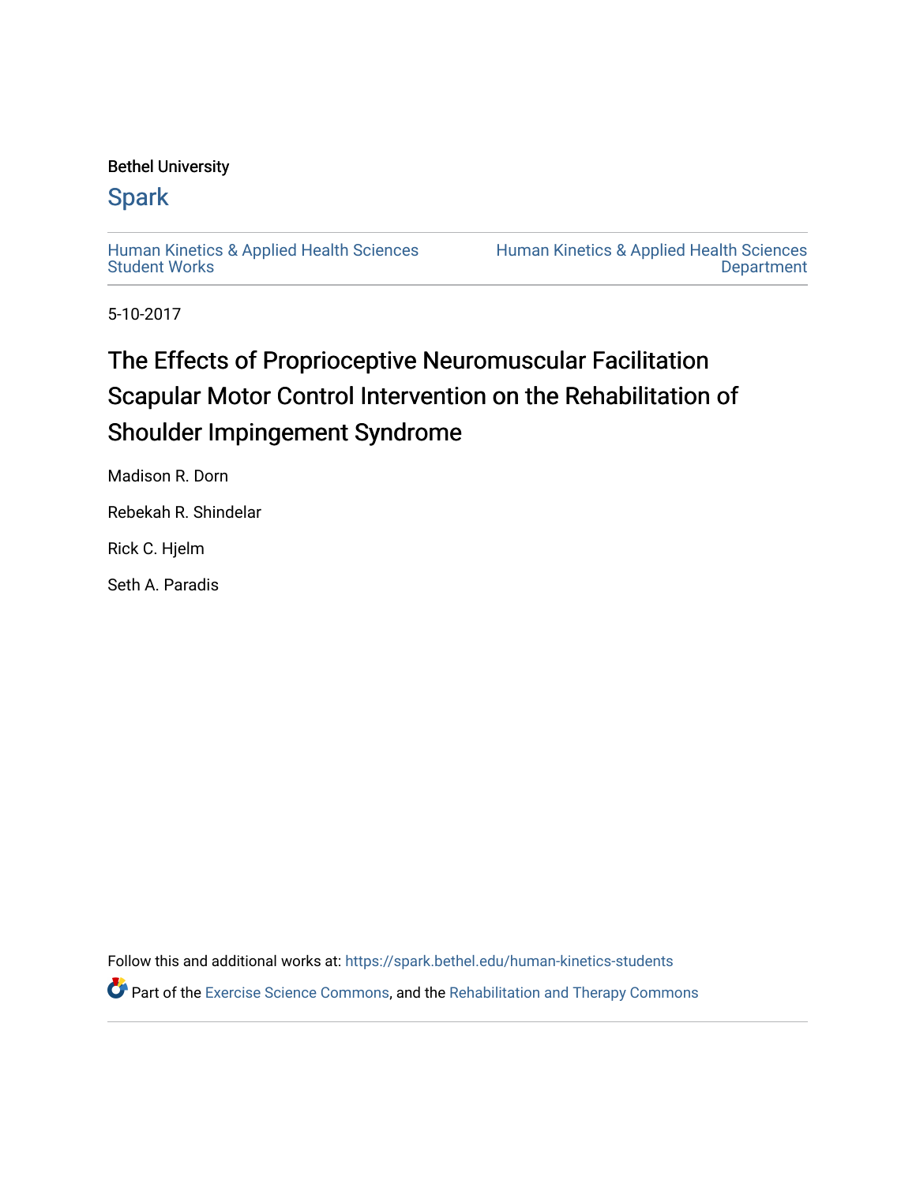Bethel University

# Spark

Human Kinetics & Applied Health Sciences Student Works

Human Kinetics & Applied Health Sciences Department

5-10-2017

# The Effects of Proprioceptive Neuromuscular Facilitation Scapular Motor Control Intervention on the Rehabilitation of Shoulder Impingement Syndrome

Madison R. Dorn

Rebekah R. Shindelar

Rick C. Hjelm

Seth A. Paradis

Follow this and additional works at: https://spark.bethel.edu/human-kinetics-students

Part of the Exercise Science Commons, and the Rehabilitation and Therapy Commons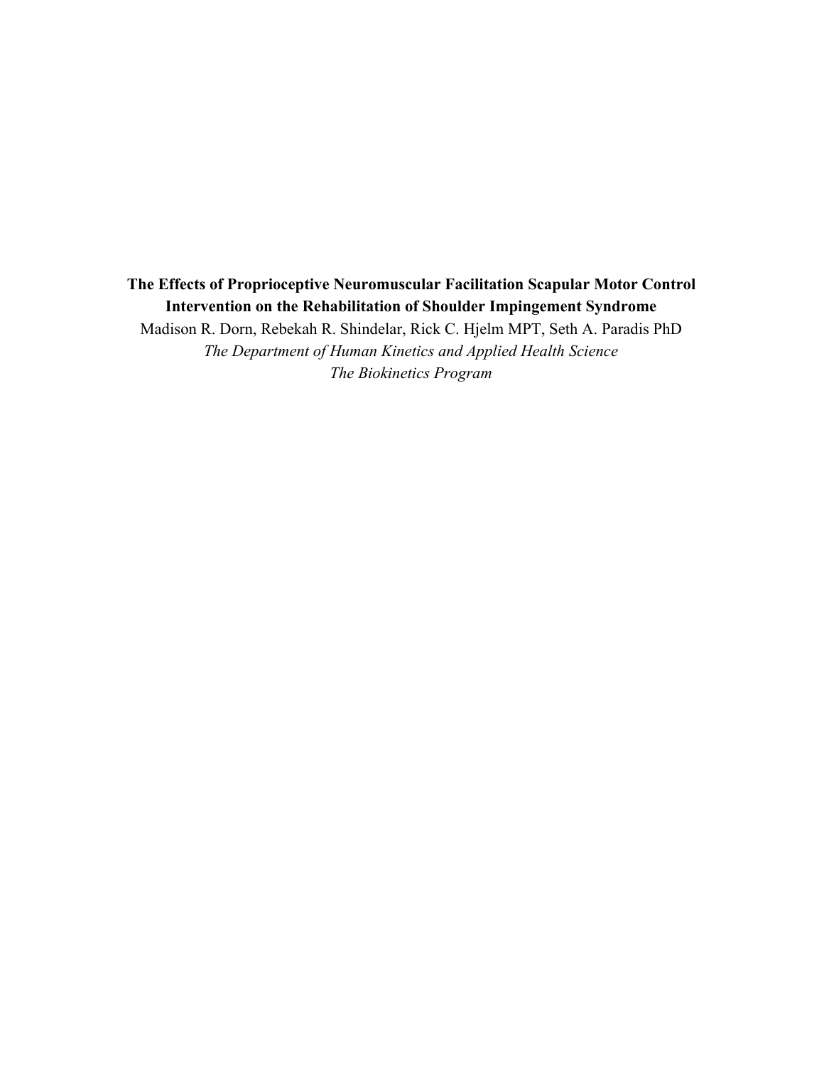**The Effects of Proprioceptive Neuromuscular Facilitation Scapular Motor Control Intervention on the Rehabilitation of Shoulder Impingement Syndrome**

Madison R. Dorn, Rebekah R. Shindelar, Rick C. Hjelm MPT, Seth A. Paradis PhD

*The Department of Human Kinetics and Applied Health Science*

*The Biokinetics Program*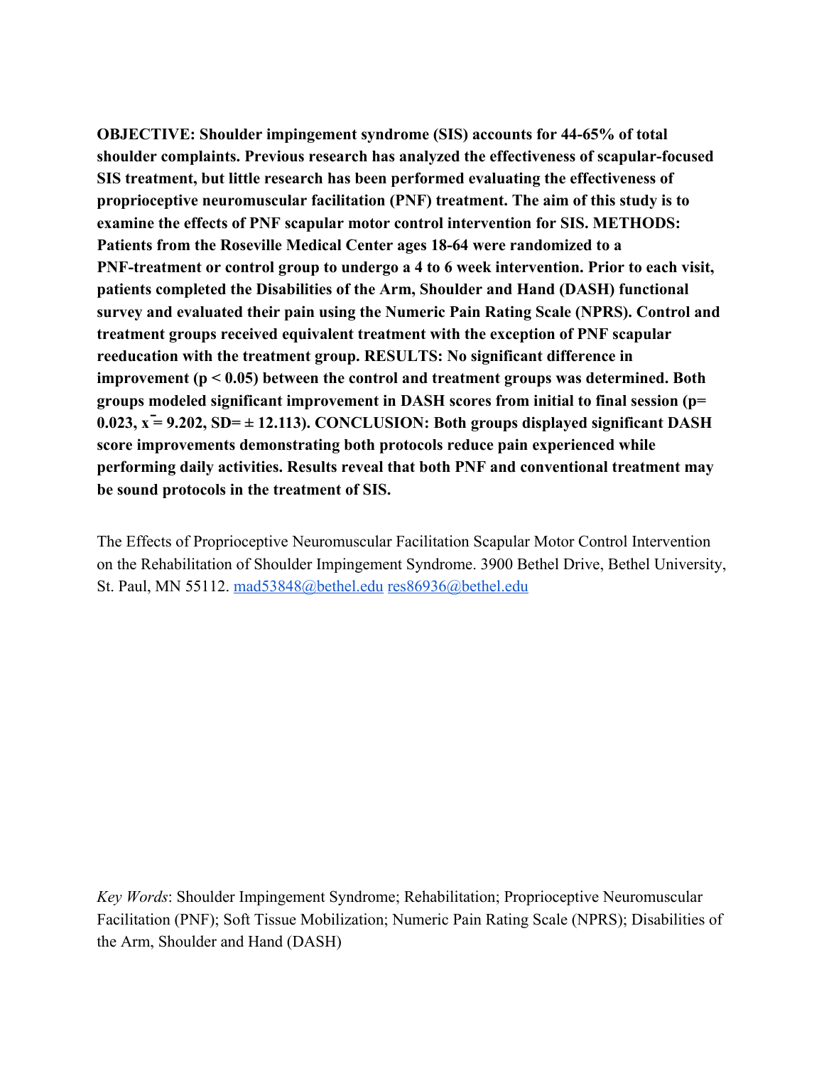**OBJECTIVE: Shoulder impingement syndrome (SIS) accounts for 44-65% of total shoulder complaints. Previous research has analyzed the effectiveness of scapular-focused SIS treatment, but little research has been performed evaluating the effectiveness of proprioceptive neuromuscular facilitation (PNF) treatment. The aim of this study is to examine the effects of PNF scapular motor control intervention for SIS. METHODS: Patients from the Roseville Medical Center ages 18-64 were randomized to a PNF-treatment or control group to undergo a 4 to 6 week intervention. Prior to each visit, patients completed the Disabilities of the Arm, Shoulder and Hand (DASH) functional survey and evaluated their pain using the Numeric Pain Rating Scale (NPRS). Control and treatment groups received equivalent treatment with the exception of PNF scapular reeducation with the treatment group. RESULTS: No significant difference in improvement ($p < 0.05$) between the control and treatment groups was determined. Both groups modeled significant improvement in DASH scores from initial to final session ($p = 0.023$, $\bar{x} = 9.202$, SD= ± 12.113). CONCLUSION: Both groups displayed significant DASH score improvements demonstrating both protocols reduce pain experienced while performing daily activities. Results reveal that both PNF and conventional treatment may be sound protocols in the treatment of SIS.**

The Effects of Proprioceptive Neuromuscular Facilitation Scapular Motor Control Intervention on the Rehabilitation of Shoulder Impingement Syndrome. 3900 Bethel Drive, Bethel University, St. Paul, MN 55112. mad53848@bethel.edu res86936@bethel.edu

*Key Words*: Shoulder Impingement Syndrome; Rehabilitation; Proprioceptive Neuromuscular Facilitation (PNF); Soft Tissue Mobilization; Numeric Pain Rating Scale (NPRS); Disabilities of the Arm, Shoulder and Hand (DASH)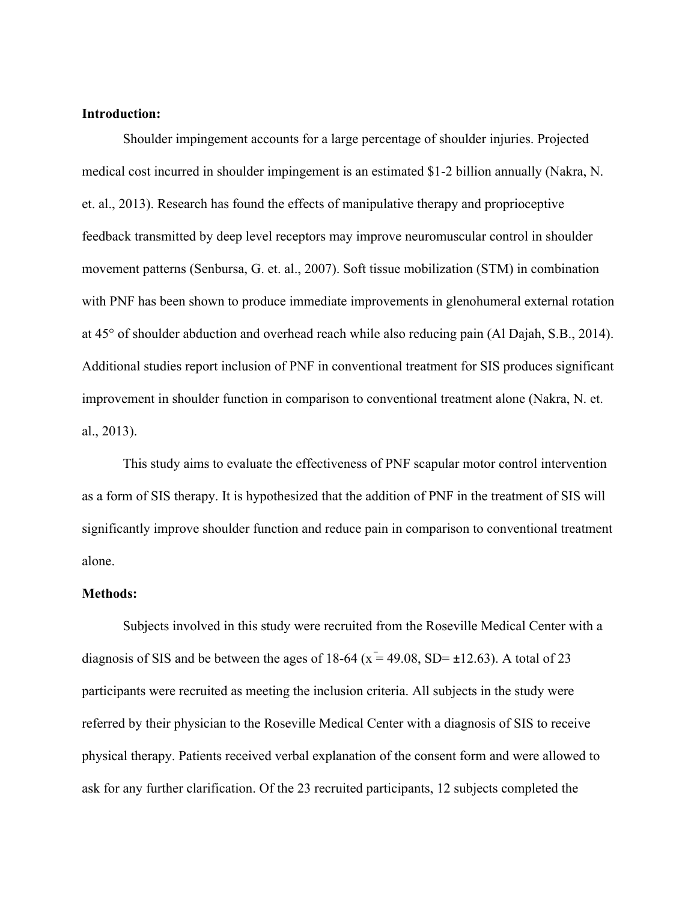**Introduction:**

Shoulder impingement accounts for a large percentage of shoulder injuries. Projected medical cost incurred in shoulder impingement is an estimated $1-2 billion annually (Nakra, N. et. al., 2013). Research has found the effects of manipulative therapy and proprioceptive feedback transmitted by deep level receptors may improve neuromuscular control in shoulder movement patterns (Senbursa, G. et. al., 2007). Soft tissue mobilization (STM) in combination with PNF has been shown to produce immediate improvements in glenohumeral external rotation at 45° of shoulder abduction and overhead reach while also reducing pain (Al Dajah, S.B., 2014). Additional studies report inclusion of PNF in conventional treatment for SIS produces significant improvement in shoulder function in comparison to conventional treatment alone (Nakra, N. et. al., 2013).

This study aims to evaluate the effectiveness of PNF scapular motor control intervention as a form of SIS therapy. It is hypothesized that the addition of PNF in the treatment of SIS will significantly improve shoulder function and reduce pain in comparison to conventional treatment alone.

**Methods:**

Subjects involved in this study were recruited from the Roseville Medical Center with a diagnosis of SIS and be between the ages of 18-64 ($\bar{x}$ = 49.08, SD= ±12.63). A total of 23 participants were recruited as meeting the inclusion criteria. All subjects in the study were referred by their physician to the Roseville Medical Center with a diagnosis of SIS to receive physical therapy. Patients received verbal explanation of the consent form and were allowed to ask for any further clarification. Of the 23 recruited participants, 12 subjects completed the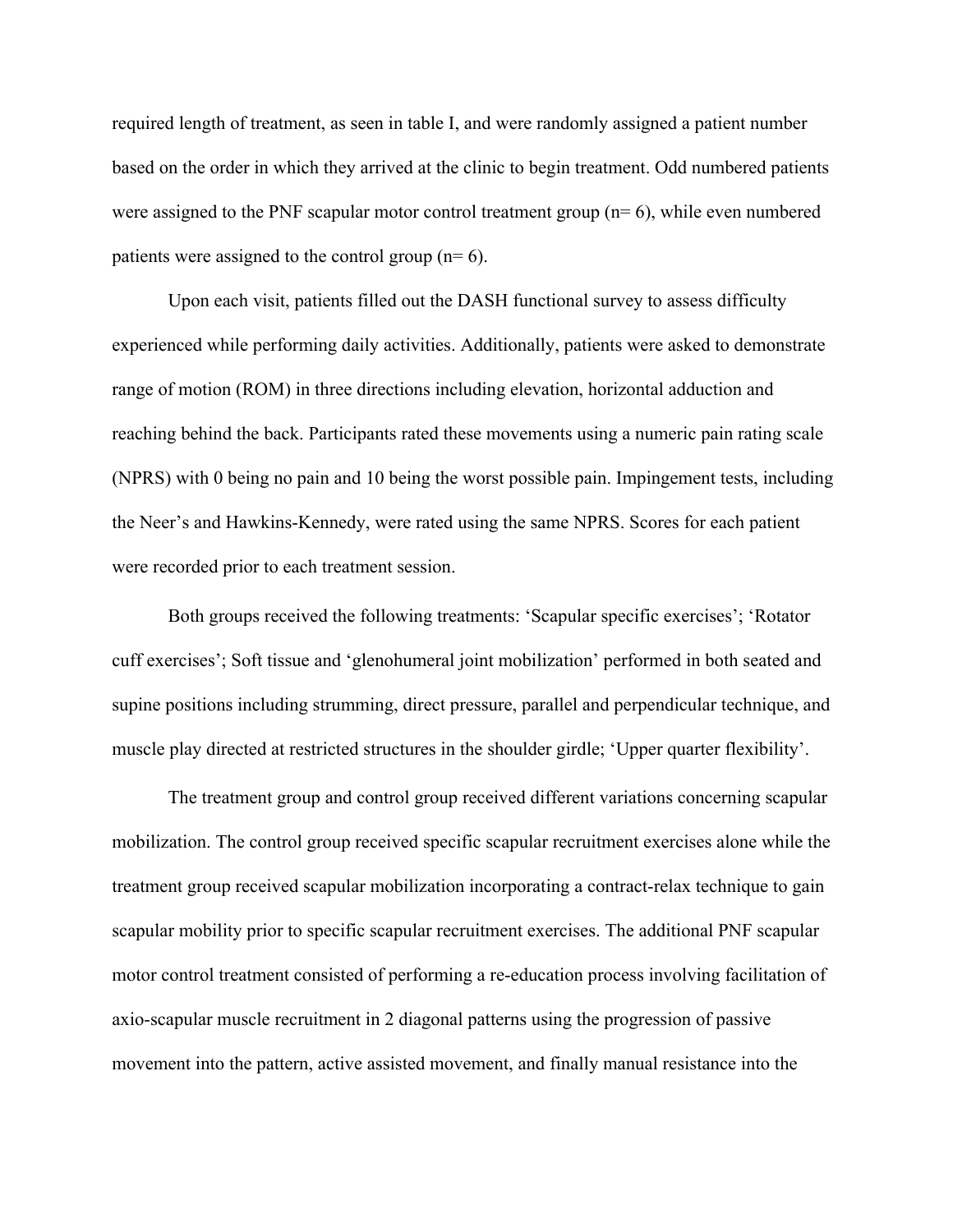required length of treatment, as seen in table I, and were randomly assigned a patient number based on the order in which they arrived at the clinic to begin treatment. Odd numbered patients were assigned to the PNF scapular motor control treatment group (n= 6), while even numbered patients were assigned to the control group (n= 6).

Upon each visit, patients filled out the DASH functional survey to assess difficulty experienced while performing daily activities. Additionally, patients were asked to demonstrate range of motion (ROM) in three directions including elevation, horizontal adduction and reaching behind the back. Participants rated these movements using a numeric pain rating scale (NPRS) with 0 being no pain and 10 being the worst possible pain. Impingement tests, including the Neer's and Hawkins-Kennedy, were rated using the same NPRS. Scores for each patient were recorded prior to each treatment session.

Both groups received the following treatments: 'Scapular specific exercises'; 'Rotator cuff exercises'; Soft tissue and 'glenohumeral joint mobilization' performed in both seated and supine positions including strumming, direct pressure, parallel and perpendicular technique, and muscle play directed at restricted structures in the shoulder girdle; 'Upper quarter flexibility'.

The treatment group and control group received different variations concerning scapular mobilization. The control group received specific scapular recruitment exercises alone while the treatment group received scapular mobilization incorporating a contract-relax technique to gain scapular mobility prior to specific scapular recruitment exercises. The additional PNF scapular motor control treatment consisted of performing a re-education process involving facilitation of axio-scapular muscle recruitment in 2 diagonal patterns using the progression of passive movement into the pattern, active assisted movement, and finally manual resistance into the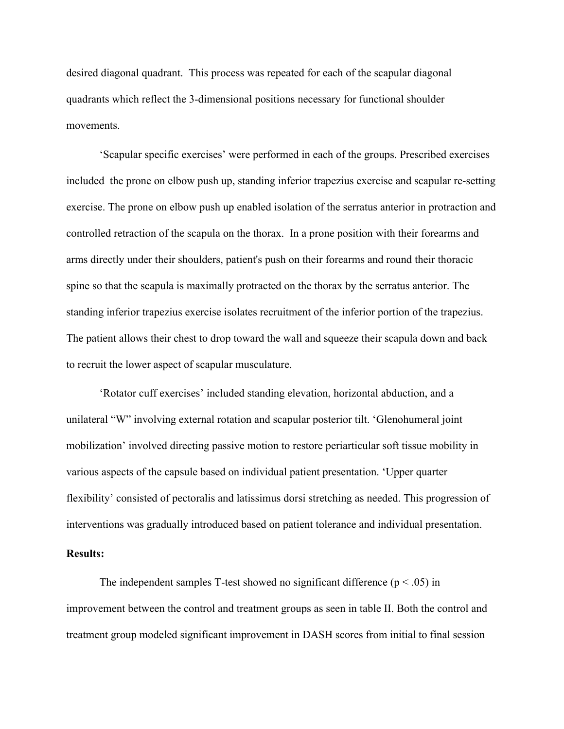desired diagonal quadrant. This process was repeated for each of the scapular diagonal quadrants which reflect the 3-dimensional positions necessary for functional shoulder movements.

'Scapular specific exercises' were performed in each of the groups. Prescribed exercises included the prone on elbow push up, standing inferior trapezius exercise and scapular re-setting exercise. The prone on elbow push up enabled isolation of the serratus anterior in protraction and controlled retraction of the scapula on the thorax. In a prone position with their forearms and arms directly under their shoulders, patient's push on their forearms and round their thoracic spine so that the scapula is maximally protracted on the thorax by the serratus anterior. The standing inferior trapezius exercise isolates recruitment of the inferior portion of the trapezius. The patient allows their chest to drop toward the wall and squeeze their scapula down and back to recruit the lower aspect of scapular musculature.

'Rotator cuff exercises' included standing elevation, horizontal abduction, and a unilateral "W" involving external rotation and scapular posterior tilt. 'Glenohumeral joint mobilization' involved directing passive motion to restore periarticular soft tissue mobility in various aspects of the capsule based on individual patient presentation. 'Upper quarter flexibility' consisted of pectoralis and latissimus dorsi stretching as needed. This progression of interventions was gradually introduced based on patient tolerance and individual presentation.

**Results:**

The independent samples T-test showed no significant difference ($p < .05$) in improvement between the control and treatment groups as seen in table II. Both the control and treatment group modeled significant improvement in DASH scores from initial to final session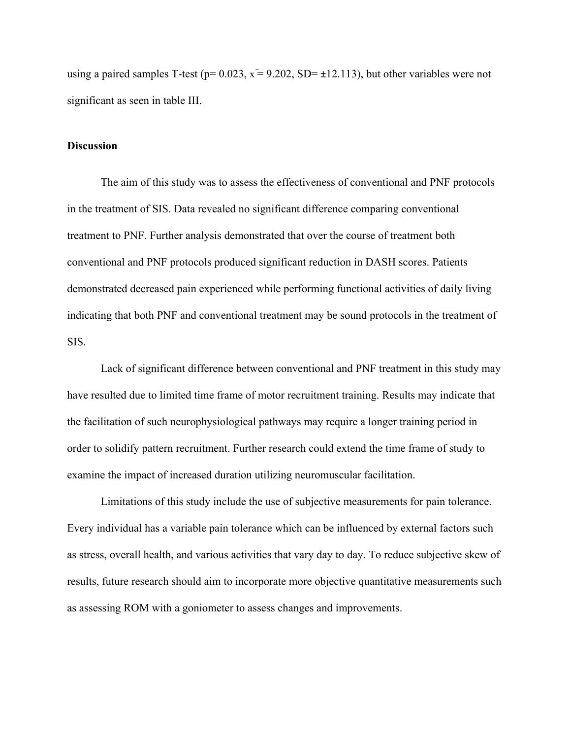using a paired samples T-test ($p = 0.023$, $\bar{x} = 9.202$, SD= ±12.113), but other variables were not significant as seen in table III.

**Discussion**

The aim of this study was to assess the effectiveness of conventional and PNF protocols in the treatment of SIS. Data revealed no significant difference comparing conventional treatment to PNF. Further analysis demonstrated that over the course of treatment both conventional and PNF protocols produced significant reduction in DASH scores. Patients demonstrated decreased pain experienced while performing functional activities of daily living indicating that both PNF and conventional treatment may be sound protocols in the treatment of SIS.

Lack of significant difference between conventional and PNF treatment in this study may have resulted due to limited time frame of motor recruitment training. Results may indicate that the facilitation of such neurophysiological pathways may require a longer training period in order to solidify pattern recruitment. Further research could extend the time frame of study to examine the impact of increased duration utilizing neuromuscular facilitation.

Limitations of this study include the use of subjective measurements for pain tolerance. Every individual has a variable pain tolerance which can be influenced by external factors such as stress, overall health, and various activities that vary day to day. To reduce subjective skew of results, future research should aim to incorporate more objective quantitative measurements such as assessing ROM with a goniometer to assess changes and improvements.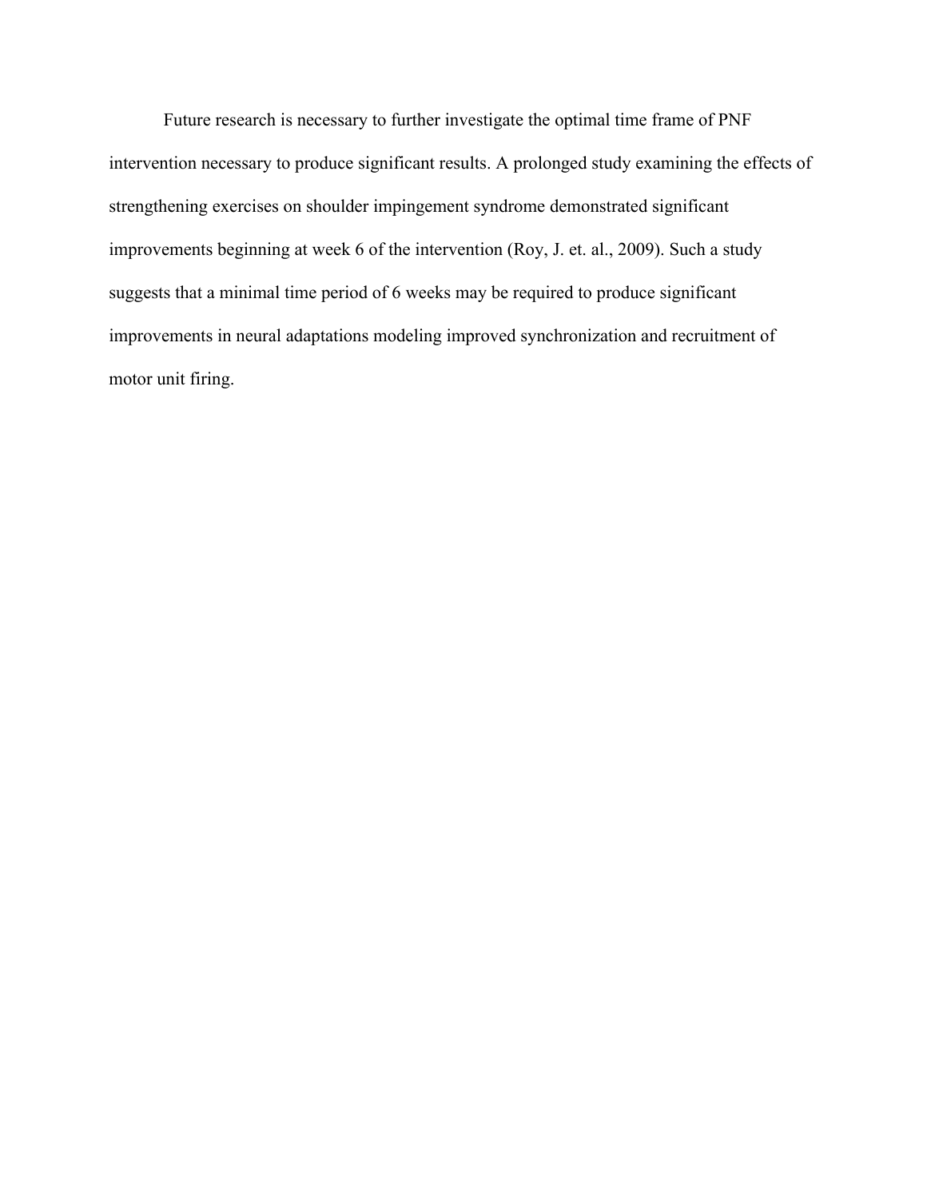Future research is necessary to further investigate the optimal time frame of PNF intervention necessary to produce significant results. A prolonged study examining the effects of strengthening exercises on shoulder impingement syndrome demonstrated significant improvements beginning at week 6 of the intervention (Roy, J. et. al., 2009). Such a study suggests that a minimal time period of 6 weeks may be required to produce significant improvements in neural adaptations modeling improved synchronization and recruitment of motor unit firing.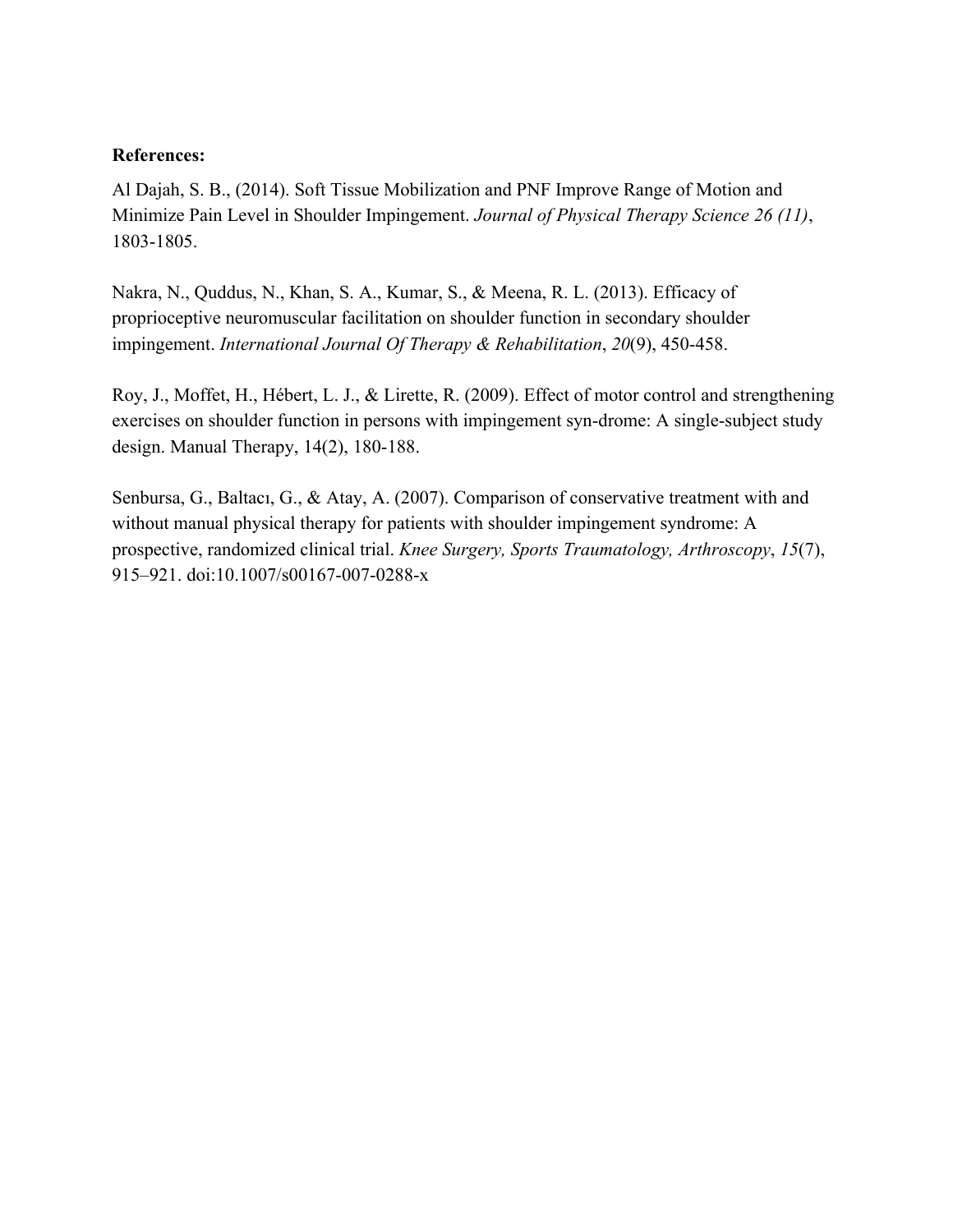**References:**

Al Dajah, S. B., (2014). Soft Tissue Mobilization and PNF Improve Range of Motion and Minimize Pain Level in Shoulder Impingement. *Journal of Physical Therapy Science 26 (11)*, 1803-1805.

Nakra, N., Quddus, N., Khan, S. A., Kumar, S., & Meena, R. L. (2013). Efficacy of proprioceptive neuromuscular facilitation on shoulder function in secondary shoulder impingement. *International Journal Of Therapy & Rehabilitation*, *20*(9), 450-458.

Roy, J., Moffet, H., Hébert, L. J., & Lirette, R. (2009). Effect of motor control and strengthening exercises on shoulder function in persons with impingement syn-drome: A single-subject study design. Manual Therapy, 14(2), 180-188.

Senbursa, G., Baltacı, G., & Atay, A. (2007). Comparison of conservative treatment with and without manual physical therapy for patients with shoulder impingement syndrome: A prospective, randomized clinical trial. *Knee Surgery, Sports Traumatology, Arthroscopy*, *15*(7), 915–921. doi:10.1007/s00167-007-0288-x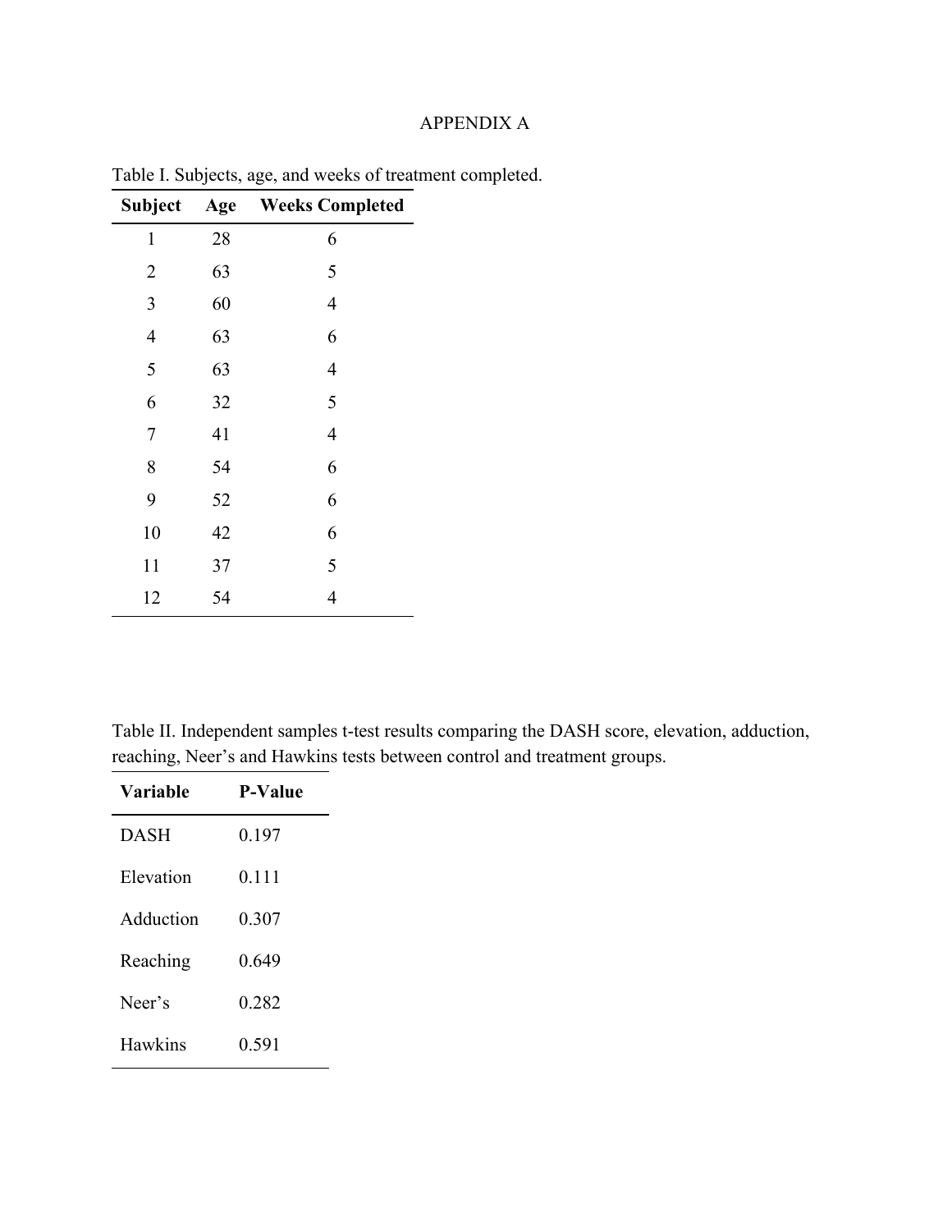# APPENDIX A

Table I. Subjects, age, and weeks of treatment completed.

| Subject | Age | Weeks Completed |
|---|---|---|
| 1 | 28 | 6 |
| 2 | 63 | 5 |
| 3 | 60 | 4 |
| 4 | 63 | 6 |
| 5 | 63 | 4 |
| 6 | 32 | 5 |
| 7 | 41 | 4 |
| 8 | 54 | 6 |
| 9 | 52 | 6 |
| 10 | 42 | 6 |
| 11 | 37 | 5 |
| 12 | 54 | 4 |

Table II. Independent samples t-test results comparing the DASH score, elevation, adduction, reaching, Neer's and Hawkins tests between control and treatment groups.

| Variable | P-Value |
|---|---|
| DASH | 0.197 |
| Elevation | 0.111 |
| Adduction | 0.307 |
| Reaching | 0.649 |
| Neer's | 0.282 |
| Hawkins | 0.591 |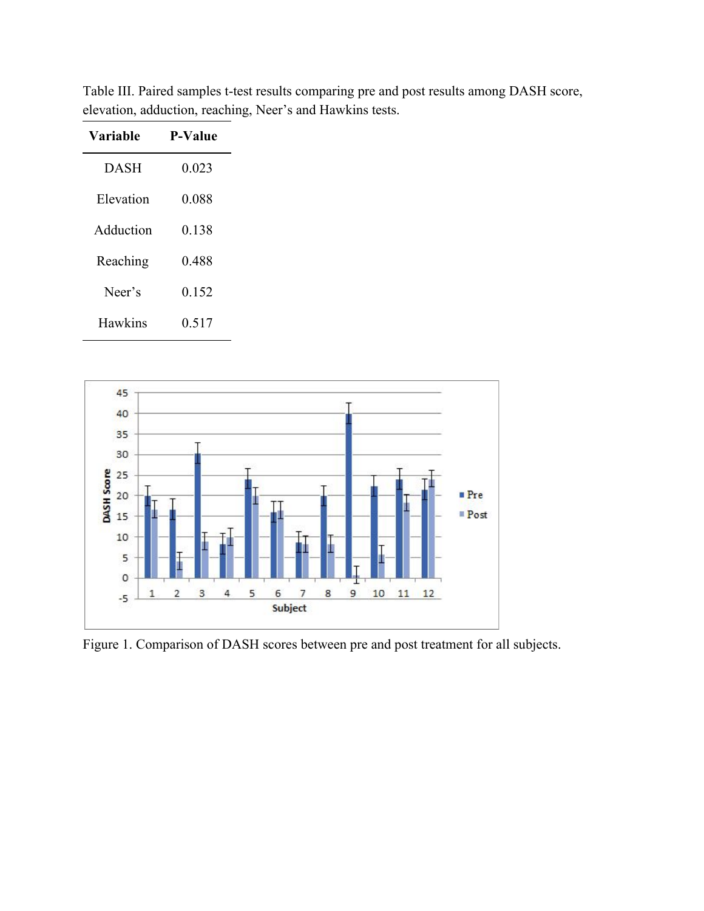Table III. Paired samples t-test results comparing pre and post results among DASH score, elevation, adduction, reaching, Neer's and Hawkins tests.

| Variable | P-Value |
| --- | --- |
| DASH | 0.023 |
| Elevation | 0.088 |
| Adduction | 0.138 |
| Reaching | 0.488 |
| Neer's | 0.152 |
| Hawkins | 0.517 |

45
40
35
30
25
20
15
10
5
0
-5

DASH Score

1 2 3 4 5 6 7 8 9 10 11 12

Subject

Pre
Post

Figure 1. Comparison of DASH scores between pre and post treatment for all subjects.